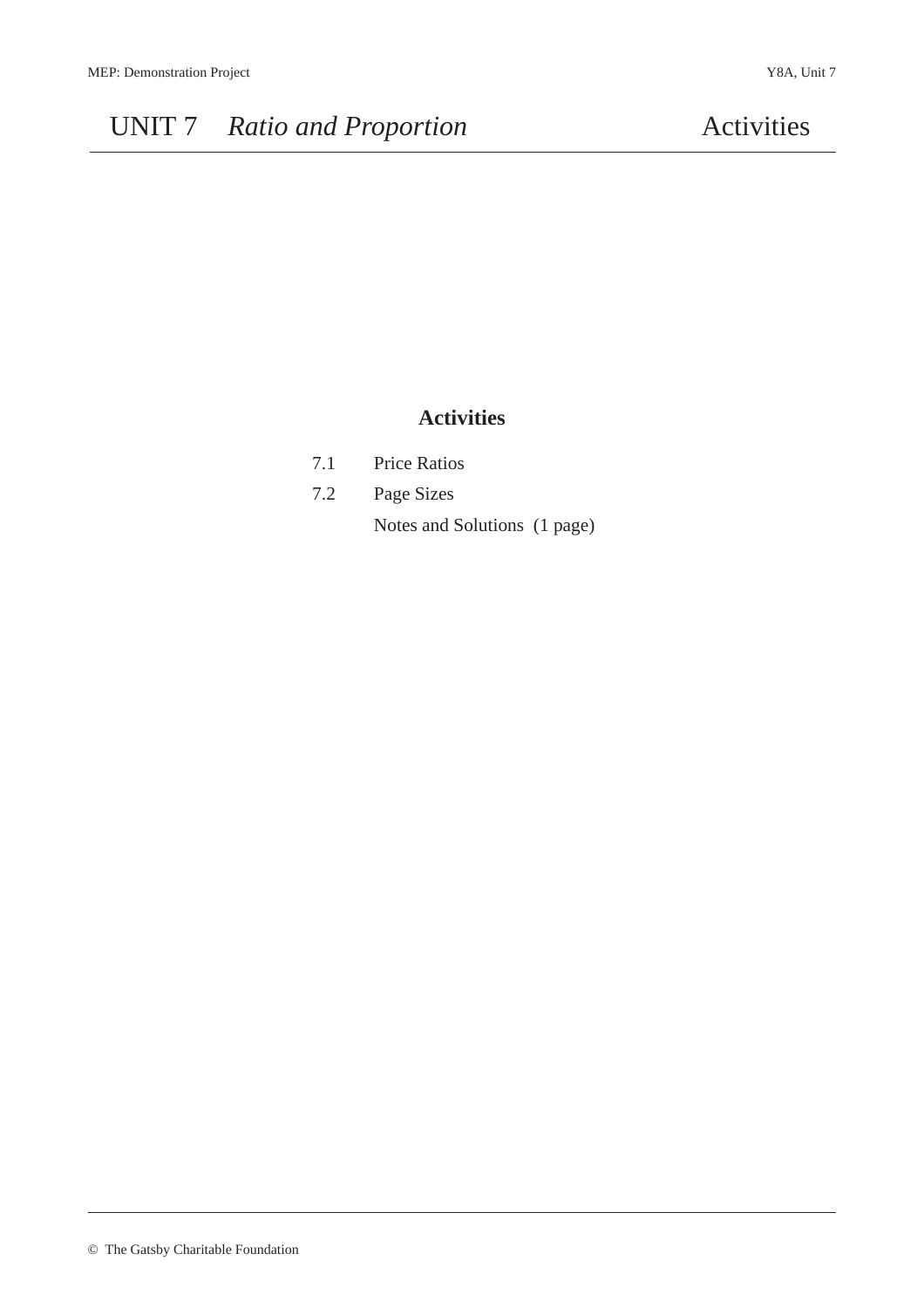# UNIT 7 *Ratio and Proportion* Activities

## Activities

7.1 Price Ratios

7.2 Page Sizes

Notes and Solutions (1 page)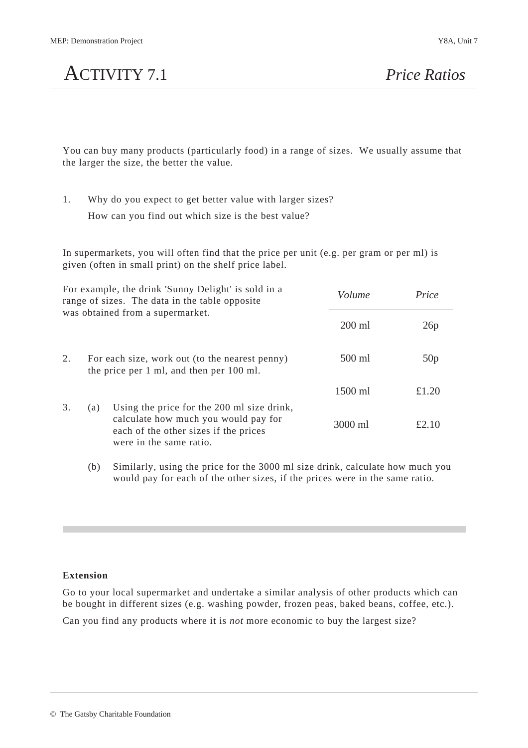# ACTIVITY 7.1 *Price Ratios*

You can buy many products (particularly food) in a range of sizes. We usually assume that the larger the size, the better the value.

1. Why do you expect to get better value with larger sizes?

   How can you find out which size is the best value?

In supermarkets, you will often find that the price per unit (e.g. per gram or per ml) is given (often in small print) on the shelf price label.

For example, the drink 'Sunny Delight' is sold in a range of sizes. The data in the table opposite was obtained from a supermarket.

| *Volume* | *Price* |
|---|---|
| 200 ml | 26p |
| 500 ml | 50p |
| 1500 ml | £1.20 |
| 3000 ml | £2.10 |

2. For each size, work out (to the nearest penny) the price per 1 ml, and then per 100 ml.

3. (a) Using the price for the 200 ml size drink, calculate how much you would pay for each of the other sizes if the prices were in the same ratio.

   (b) Similarly, using the price for the 3000 ml size drink, calculate how much you would pay for each of the other sizes, if the prices were in the same ratio.

**Extension**

Go to your local supermarket and undertake a similar analysis of other products which can be bought in different sizes (e.g. washing powder, frozen peas, baked beans, coffee, etc.).

Can you find any products where it is *not* more economic to buy the largest size?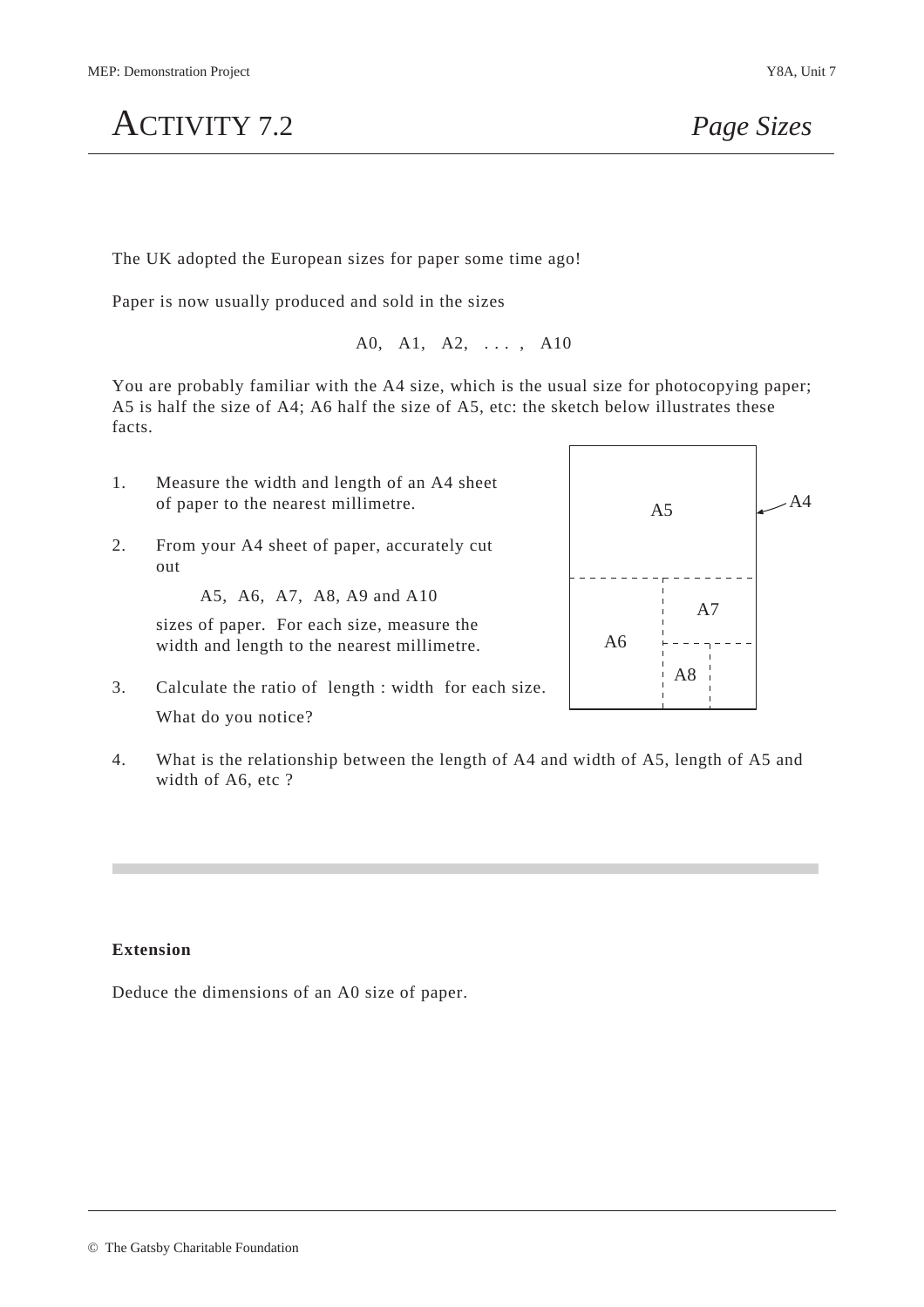# ACTIVITY 7.2 *Page Sizes*

The UK adopted the European sizes for paper some time ago!

Paper is now usually produced and sold in the sizes

A0, A1, A2, . . . , A10

You are probably familiar with the A4 size, which is the usual size for photocopying paper; A5 is half the size of A4; A6 half the size of A5, etc: the sketch below illustrates these facts.

1. Measure the width and length of an A4 sheet of paper to the nearest millimetre.

2. From your A4 sheet of paper, accurately cut out

   A5, A6, A7, A8, A9 and A10

   sizes of paper. For each size, measure the width and length to the nearest millimetre.

3. Calculate the ratio of length : width for each size.

   What do you notice?

4. What is the relationship between the length of A4 and width of A5, length of A5 and width of A6, etc ?

---

**Extension**

Deduce the dimensions of an A0 size of paper.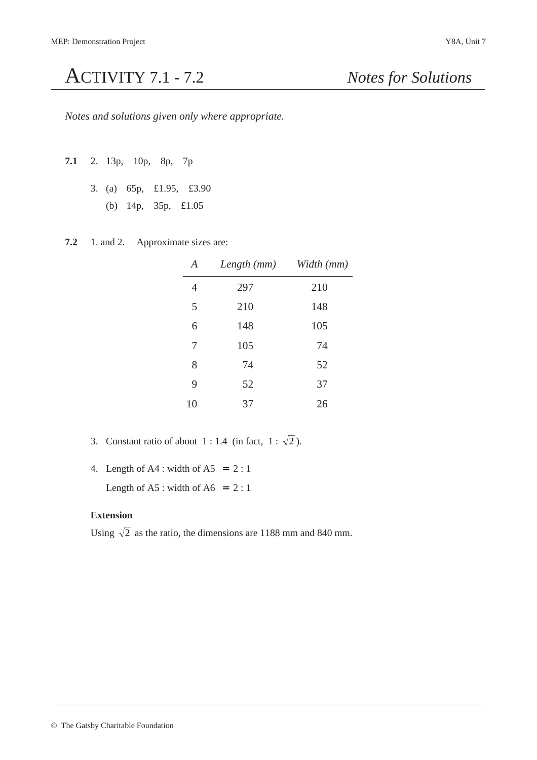# ACTIVITY 7.1 - 7.2 *Notes for Solutions*

*Notes and solutions given only where appropriate.*

**7.1** 2. 13p, 10p, 8p, 7p

3. (a) 65p, £1.95, £3.90

(b) 14p, 35p, £1.05

**7.2** 1. and 2. Approximate sizes are:

| *A* | *Length (mm)* | *Width (mm)* |
|---|---|---|
| 4 | 297 | 210 |
| 5 | 210 | 148 |
| 6 | 148 | 105 |
| 7 | 105 | 74 |
| 8 | 74 | 52 |
| 9 | 52 | 37 |
| 10 | 37 | 26 |

3. Constant ratio of about 1 : 1.4 (in fact, $1 : \sqrt{2}$).

4. Length of A4 : width of A5 $=$ 2 : 1

Length of A5 : width of A6 $=$ 2 : 1

**Extension**

Using $\sqrt{2}$ as the ratio, the dimensions are 1188 mm and 840 mm.